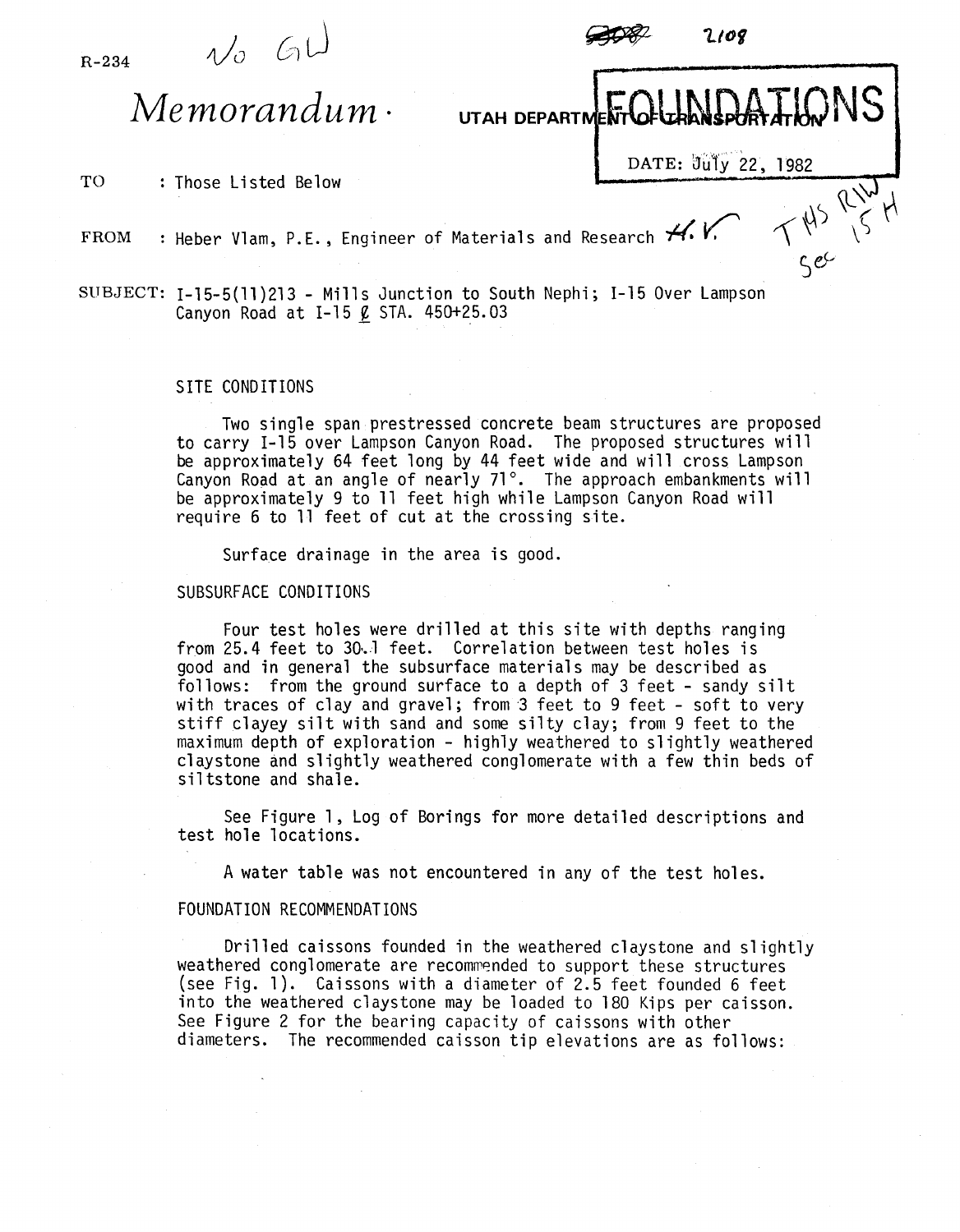R-234 No GW

2108

# *Memorandum*

UTAH DEPARTMENT OF TRANSPORTATION

**FOUNDATIONS**

DATE: July 22, 1982

TO : Those Listed Below

FROM : Heber Vlam, P.E., Engineer of Materials and Research H.V.

THS R1W Sec 15 H

SUBJECT: I-15-5(11)213 - Mills Junction to South Nephi; I-15 Over Lampson Canyon Road at I-15 ℄ STA. 450+25.03

## SITE CONDITIONS

Two single span prestressed concrete beam structures are proposed to carry I-15 over Lampson Canyon Road. The proposed structures will be approximately 64 feet long by 44 feet wide and will cross Lampson Canyon Road at an angle of nearly 71°. The approach embankments will be approximately 9 to 11 feet high while Lampson Canyon Road will require 6 to 11 feet of cut at the crossing site.

Surface drainage in the area is good.

## SUBSURFACE CONDITIONS

Four test holes were drilled at this site with depths ranging from 25.4 feet to 30.1 feet. Correlation between test holes is good and in general the subsurface materials may be described as follows: from the ground surface to a depth of 3 feet - sandy silt with traces of clay and gravel; from 3 feet to 9 feet - soft to very stiff clayey silt with sand and some silty clay; from 9 feet to the maximum depth of exploration - highly weathered to slightly weathered claystone and slightly weathered conglomerate with a few thin beds of siltstone and shale.

See Figure 1, Log of Borings for more detailed descriptions and test hole locations.

A water table was not encountered in any of the test holes.

## FOUNDATION RECOMMENDATIONS

Drilled caissons founded in the weathered claystone and slightly weathered conglomerate are recommended to support these structures (see Fig. 1). Caissons with a diameter of 2.5 feet founded 6 feet into the weathered claystone may be loaded to 180 Kips per caisson. See Figure 2 for the bearing capacity of caissons with other diameters. The recommended caisson tip elevations are as follows: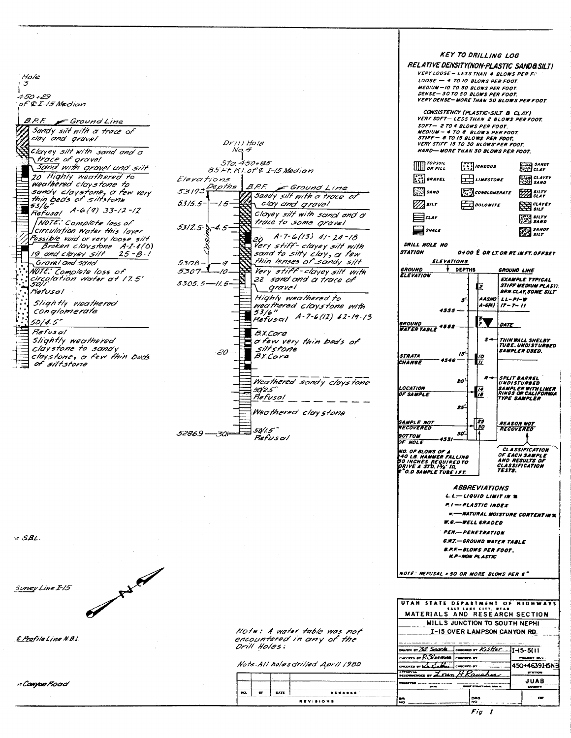Hole
3

450+29
of ℄ I-15 Median

B.P.F. — Ground Line

- Sandy silt with a trace of clay and gravel
- Clayey silt with sand and a trace of gravel
- Sand with gravel and silt
- 20 Highly weathered to weathered claystone to sandy claystone, a few very thin beds of siltstone
- 53/6" Refusal A-6(9) 33-12-12
- NOTE: Complete loss of circulation water this layer
- Possible void or very loose silt
- Broken claystone A-2-4(0)
- 19 and clayey silt 25-8-1
- Gravel and sand
- NOTE: Complete loss of circulation water at 17.5'
- 50/1" Refusal
- Slightly weathered conglomerate
- 50/4.5" Refusal
- Slightly weathered claystone to sandy claystone, a few thin beds of siltstone

Drill Hole No 4

Sta 450+85
85 Ft. Rt. of ℄ I-15 Median

| Elevations | Depths | B.P.F. | Ground Line |
|---|---|---|---|
| 5317± | | | Sandy silt with a trace of clay and gravel |
| 5315.5 | 1.5 | | Clayey silt with sand and a trace to some gravel |
| 5312.5 | 4.5 | 20 | A-7-6(13) 41-24-18 Very stiff - clayey silt with sand to silty clay, a few thin lenses of sandy silt |
| 5308 | 9 | | |
| 5307 | 10 | 22 | Very stiff - clayey silt with sand and a trace of gravel |
| 5305.5 | 11.5 | | Highly weathered to weathered claystone with |
| | | 53/6" | Refusal A-7-6(12) 42-19-13 |
| | | | B.X. Core a few very thin beds of siltstone B.X. Core |
| | 20 | | |
| | | 50/2.5" | Weathered sandy claystone Refusal |
| | | | Weathered claystone |
| 5286.9 | 30 | 50/1.5" | Refusal |

Casing (0 to 9 ft)

SBL.

Survey Line I-15

N

℄ Profile Line N.B.L.

Canyon Road

Note: A water table was not encountered in any of the Drill Holes.

Note: All holes drilled April 1980

## KEY TO DRILLING LOG

### RELATIVE DENSITY (NON-PLASTIC SAND & SILT)

- VERY LOOSE — LESS THAN 4 BLOWS PER FOOT.
- LOOSE — 4 TO 10 BLOWS PER FOOT.
- MEDIUM — 10 TO 30 BLOWS PER FOOT.
- DENSE — 30 TO 50 BLOWS PER FOOT.
- VERY DENSE — MORE THAN 50 BLOWS PER FOOT

### CONSISTENCY (PLASTIC-SILT & CLAY)

- VERY SOFT — LESS THAN 2 BLOWS PER FOOT.
- SOFT — 2 TO 4 BLOWS PER FOOT.
- MEDIUM — 4 TO 8 BLOWS PER FOOT.
- STIFF — 8 TO 15 BLOWS PER FOOT.
- VERY STIFF 15 TO 30 BLOWS PER FOOT.
- HARD — MORE THAN 30 BLOWS PER FOOT.

TOPSOIL OR FILL, GRAVEL, SAND, SILT, CLAY, SHALE, IGNEOUS, LIMESTONE, CONGLOMERATE, DOLOMITE, SANDY CLAY, CLAYEY SAND, SILTY CLAY, CLAYEY SILT, SILTY SAND, SANDY SILT

DRILL HOLE NO
STATION 0+00 E OR LT OR RT IN FT. OFFSET

ELEVATIONS — DEPTHS — GROUND LINE

- GROUND ELEVATION
- EXAMPLE TYPICAL STIFF MEDIUM PLASTIC BRN. CLAY, SOME SILT
- 5' — 4 — AASHO A-6(4) LL-PI-W 17-7-11
- 4555
- GROUND WATER TABLE 4552 — 5/7 — DATE
- S — THIN WALL SHELBY TUBE. UNDISTURBED SAMPLER USED.
- STRATA CHANGE 4546 — 15' — 10/11
- R — SPLIT BARREL UNDISTURBED SAMPLER WITH LINER RINGS OR CALIFORNIA TYPE SAMPLER
- LOCATION OF SAMPLE — 20' — 14/18
- 25'
- SAMPLE NOT RECOVERED — 25/30 — REASON NOT RECOVERED
- BOTTOM OF HOLE 4531 — 30'
- NO. OF BLOWS OF A 140 LB. HAMMER FALLING 30 INCHES REQUIRED TO DRIVE A STD. 1⅜" ID. 2" O.D SAMPLE TUBE 1 FT.
- CLASSIFICATION OF EACH SAMPLE AND RESULTS OF CLASSIFICATION TESTS.

### ABBREVIATIONS

- L.L. — LIQUID LIMIT IN %
- P.I — PLASTIC INDEX
- w — NATURAL MOISTURE CONTENT IN %
- W.G. — WELL GRADED
- PEN. — PENETRATION
- G.W.T. — GROUND WATER TABLE
- B.P.F. — BLOWS PER FOOT.
- N.P — NON PLASTIC

NOTE: REFUSAL = 50 OR MORE BLOWS PER 6"

UTAH STATE DEPARTMENT OF HIGHWAYS
SALT LAKE CITY, UTAH
MATERIALS AND RESEARCH SECTION
MILLS JUNCTION TO SOUTH NEPHI
I-15 OVER LAMPSON CANYON RD.

| | | |
|---|---|---|
| DRAWN BY B.E. Searle | CHECKED BY Kistler | I-15-5(11 |
| CHECKED BY P. Stevens | CHECKED BY | PROJECT NO. |
| CHECKED BY | CHECKED BY | 450+46391-5N3 STATION |
| APPROVAL RECOMMENDED BY Loren H. Rauscher | | |
| RECEIVED | | JUAB COUNTY |

| NO. | BY | DATE | REMARKS |
|---|---|---|---|
| | | | |

REVISIONS

Fig 1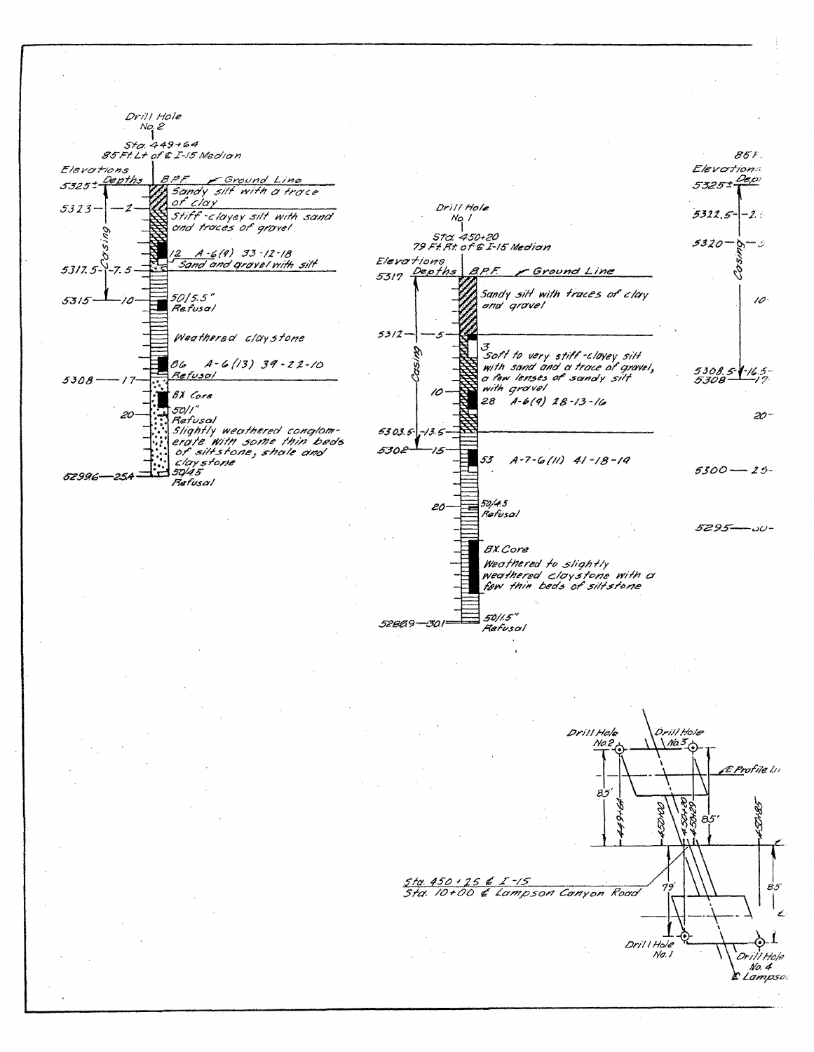Drill Hole No. 2

Sta. 449+64
85 Ft. Lt. of ℄ I-15 Median

Elevations — Depths — B.P.F. — Ground Line

5325± — Sandy silt with a trace of clay

5323 — 2 — Stiff-clayey silt with sand and traces of gravel

12 A-6(9) 33-12-18

5317.5 — 7.5 — Sand and gravel with silt

Casing

5315 — 10 — 50/5.5" Refusal

Weathered claystone

86 A-6(13) 39-22-10 Refusal

5308 — 17 — BX Core

20 — 50/1" Refusal

Slightly weathered conglomerate with some thin beds of siltstone, shale and claystone

5299.6 — 25.4 — 50/4.5 Refusal

Drill Hole No. 1

Sta. 450+20
79 Ft. Rt. of ℄ I-15 Median

Elevations — Depths — B.P.F. — Ground Line

5317 — Sandy silt with traces of clay and gravel

5312 — 5 — 3

Soft to very stiff-clayey silt with sand and a trace of gravel, a few lenses of sandy silt with gravel

Casing

10 — 28 A-6(9) 28-13-16

5303.5 — 13.5

5302 — 15 — 53 A-7-6(11) 41-18-19

20 — 50/4.5 Refusal

BX Core

Weathered to slightly weathered claystone with a few thin beds of siltstone

5286.9 — 30.1 — 50/1.5" Refusal

85 F...

Elevations — Dep...

5325± — ...

5322.5 — 2....

5320 — ...

Casing

10

5308.5 — 16.5...
5308 — 17...

20

5300 — 25...

5295 — 30...

Drill Hole No. 2

Drill Hole No. 3

℄ Profile Li...

85'

449+64

450+00

450+20

450+29

85'

450+85

Sta. 450+25 ℄ I-15
Sta. 10+00 ℄ Lampson Canyon Road

79'

85'

Drill Hole No. 1

Drill Hole No. 4

℄ Lampso...